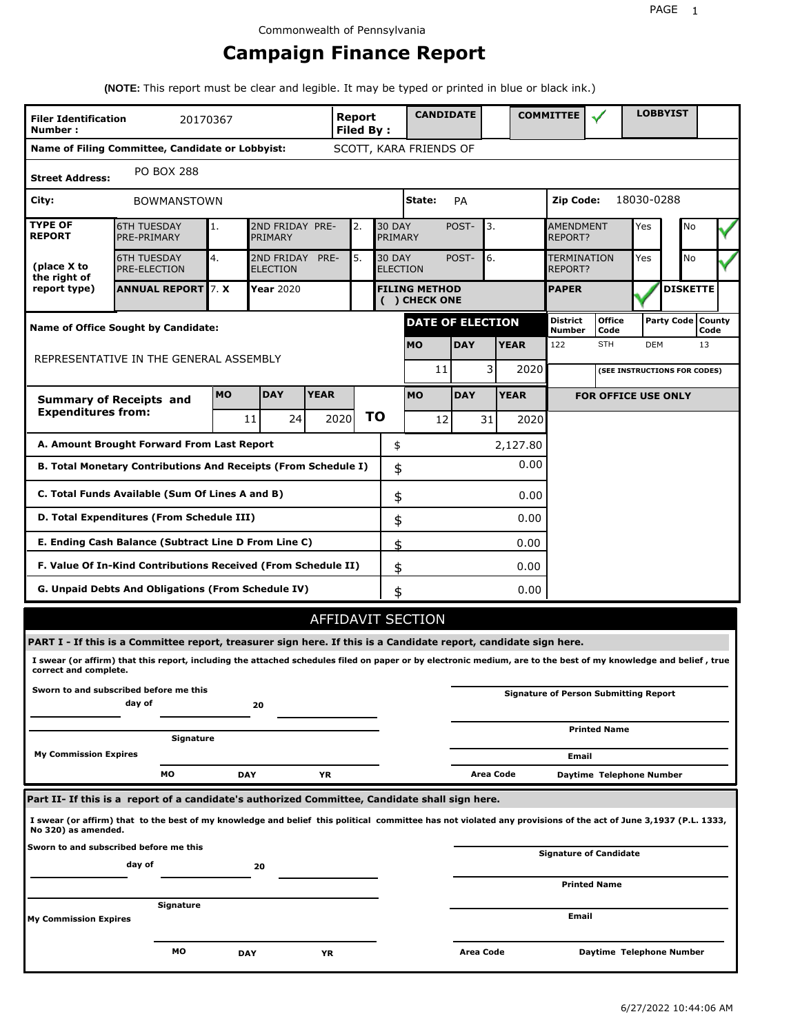Commonwealth of Pennsylvania

# Campaign Finance Report

**(NOTE:** This report must be clear and legible. It may be typed or printed in blue or black ink.)

| **Filer Identification Number :** | 20170367 | **Report Filed By :** | **CANDIDATE** | | **COMMITTEE** | ✓ | **LOBBYIST** | |
|---|---|---|---|---|---|---|---|---|

**Name of Filing Committee, Candidate or Lobbyist:** SCOTT, KARA FRIENDS OF

**Street Address:** PO BOX 288

**City:** BOWMANSTOWN **State:** PA **Zip Code:** 18030-0288

| **TYPE OF REPORT** (place X to the right of report type) | | | | | | | | | |
|---|---|---|---|---|---|---|---|---|---|
| 6TH TUESDAY PRE-PRIMARY | 1. | 2ND FRIDAY PRE-PRIMARY | 2. | 30 DAY POST-PRIMARY | 3. | AMENDMENT REPORT? | Yes | No | ✓ |
| 6TH TUESDAY PRE-ELECTION | 4. | 2ND FRIDAY PRE-ELECTION | 5. | 30 DAY POST-ELECTION | 6. | TERMINATION REPORT? | Yes | No | ✓ |
| **ANNUAL REPORT** | 7. **X** | **Year** 2020 | | **FILING METHOD ( ) CHECK ONE** | | **PAPER** | ✓ | **DISKETTE** | |

**Name of Office Sought by Candidate:** REPRESENTATIVE IN THE GENERAL ASSEMBLY

| **DATE OF ELECTION** | | |
|---|---|---|
| **MO** | **DAY** | **YEAR** |
| 11 | 3 | 2020 |

| **District Number** | **Office Code** | **Party Code** | **County Code** |
|---|---|---|---|
| 122 | STH | DEM | 13 |

**(SEE INSTRUCTIONS FOR CODES)**

| **Summary of Receipts and Expenditures from:** | **MO** | **DAY** | **YEAR** | **TO** | **MO** | **DAY** | **YEAR** |
|---|---|---|---|---|---|---|---|
| | 11 | 24 | 2020 | | 12 | 31 | 2020 |

**FOR OFFICE USE ONLY**

| | | |
|---|---|---|
| **A. Amount Brought Forward From Last Report** | $ | 2,127.80 |
| **B. Total Monetary Contributions And Receipts (From Schedule I)** | $ | 0.00 |
| **C. Total Funds Available (Sum Of Lines A and B)** | $ | 0.00 |
| **D. Total Expenditures (From Schedule III)** | $ | 0.00 |
| **E. Ending Cash Balance (Subtract Line D From Line C)** | $ | 0.00 |
| **F. Value Of In-Kind Contributions Received (From Schedule II)** | $ | 0.00 |
| **G. Unpaid Debts And Obligations (From Schedule IV)** | $ | 0.00 |

## AFFIDAVIT SECTION

**PART I - If this is a Committee report, treasurer sign here. If this is a Candidate report, candidate sign here.**

**I swear (or affirm) that this report, including the attached schedules filed on paper or by electronic medium, are to the best of my knowledge and belief , true correct and complete.**

**Sworn to and subscribed before me this** ______ **day of** ______ **20** ______

**Signature**

**My Commission Expires** **MO** **DAY** **YR**

**Signature of Person Submitting Report**

**Printed Name**

**Email**

**Area Code** **Daytime Telephone Number**

**Part II- If this is a report of a candidate's authorized Committee, Candidate shall sign here.**

**I swear (or affirm) that to the best of my knowledge and belief this political committee has not violated any provisions of the act of June 3,1937 (P.L. 1333, No 320) as amended.**

**Sworn to and subscribed before me this** ______ **day of** ______ **20** ______

**Signature**

**My Commission Expires** **MO** **DAY** **YR**

**Signature of Candidate**

**Printed Name**

**Email**

**Area Code** **Daytime Telephone Number**

6/27/2022 10:44:06 AM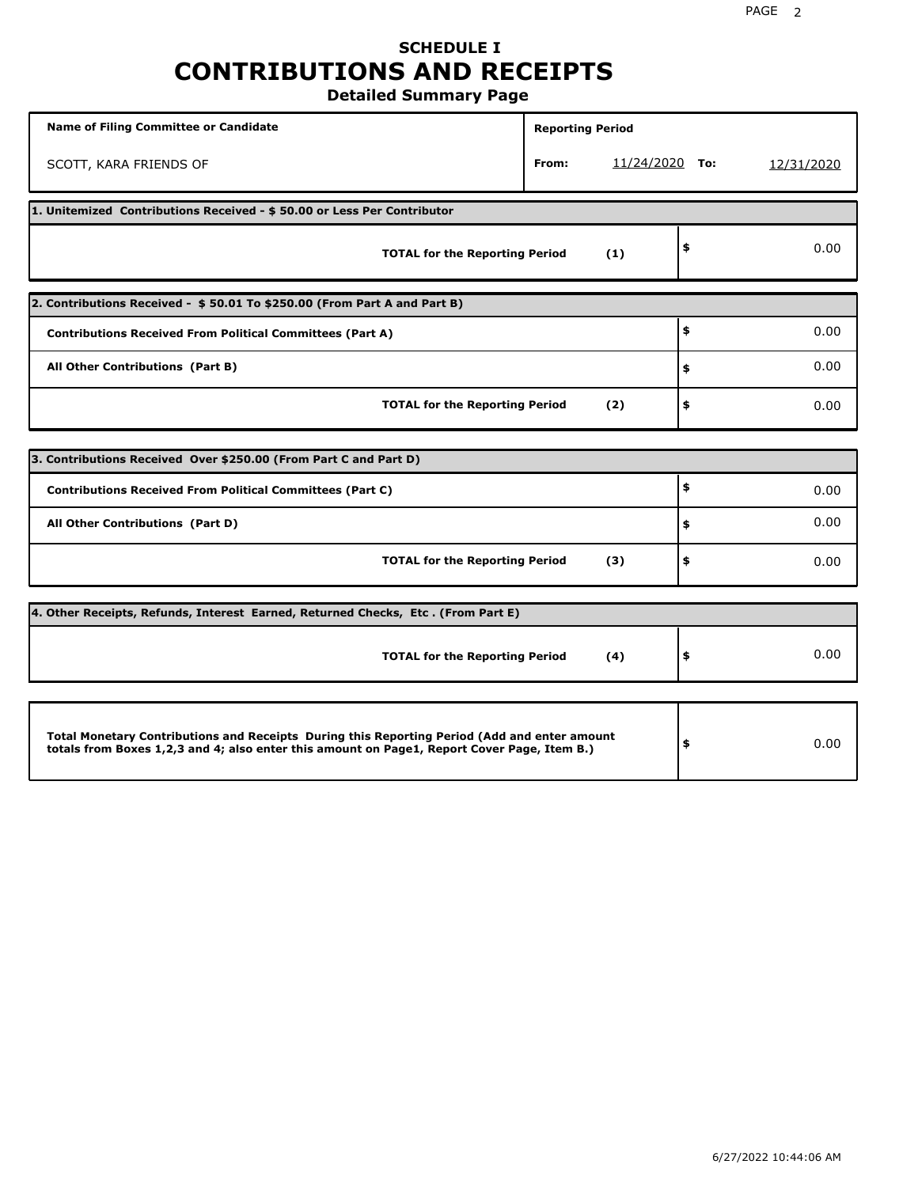# SCHEDULE I
# CONTRIBUTIONS AND RECEIPTS
## Detailed Summary Page

| Name of Filing Committee or Candidate | Reporting Period | | | |
|---|---|---|---|---|
| SCOTT, KARA FRIENDS OF | From: | 11/24/2020 | To: | 12/31/2020 |

| 1. Unitemized Contributions Received - $ 50.00 or Less Per Contributor | | |
|---|---|---|
| TOTAL for the Reporting Period | (1) | $ 0.00 |

| 2. Contributions Received - $ 50.01 To $250.00 (From Part A and Part B) | | |
|---|---|---|
| Contributions Received From Political Committees (Part A) | | $ 0.00 |
| All Other Contributions (Part B) | | $ 0.00 |
| TOTAL for the Reporting Period | (2) | $ 0.00 |

| 3. Contributions Received Over $250.00 (From Part C and Part D) | | |
|---|---|---|
| Contributions Received From Political Committees (Part C) | | $ 0.00 |
| All Other Contributions (Part D) | | $ 0.00 |
| TOTAL for the Reporting Period | (3) | $ 0.00 |

| 4. Other Receipts, Refunds, Interest Earned, Returned Checks, Etc . (From Part E) | | |
|---|---|---|
| TOTAL for the Reporting Period | (4) | $ 0.00 |

| Total Monetary Contributions and Receipts During this Reporting Period (Add and enter amount totals from Boxes 1,2,3 and 4; also enter this amount on Page1, Report Cover Page, Item B.) | $ 0.00 |
|---|---|

6/27/2022 10:44:06 AM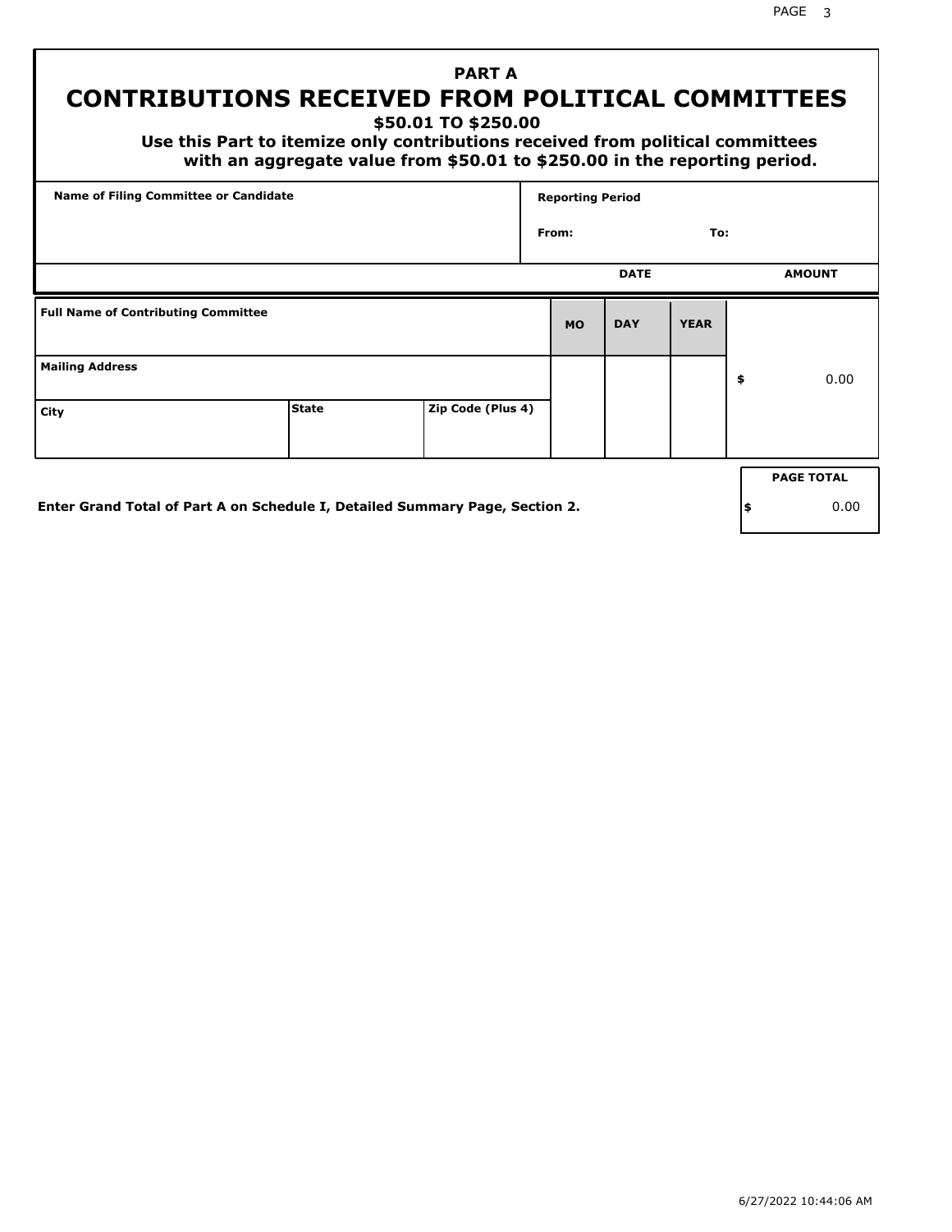# PART A
# CONTRIBUTIONS RECEIVED FROM POLITICAL COMMITTEES

**$50.01 TO $250.00**

**Use this Part to itemize only contributions received from political committees with an aggregate value from $50.01 to $250.00 in the reporting period.**

| Name of Filing Committee or Candidate | Reporting Period |
|---|---|
| | From: To: |

| Full Name of Contributing Committee | | | DATE MO | DATE DAY | DATE YEAR | AMOUNT |
|---|---|---|---|---|---|---|
| Mailing Address | | | | | | $ 0.00 |
| City | State | Zip Code (Plus 4) | | | | |

Enter Grand Total of Part A on Schedule I, Detailed Summary Page, Section 2.

| PAGE TOTAL |
|---|
| $ 0.00 |

6/27/2022 10:44:06 AM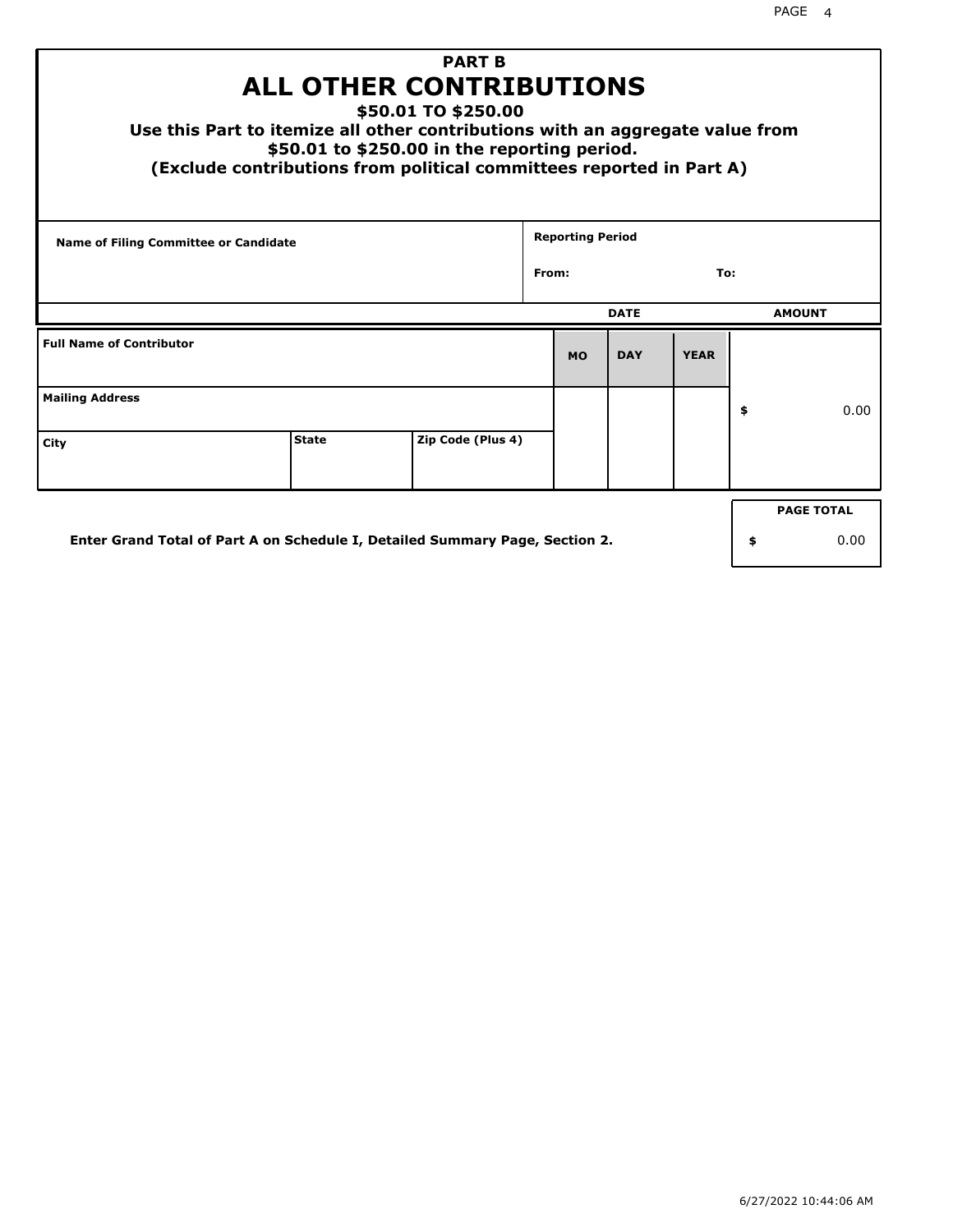# PART B
# ALL OTHER CONTRIBUTIONS

### $50.01 TO $250.00

**Use this Part to itemize all other contributions with an aggregate value from $50.01 to $250.00 in the reporting period.**

**(Exclude contributions from political committees reported in Part A)**

| Name of Filing Committee or Candidate | Reporting Period |
| --- | --- |
| | From: To: |

| Full Name of Contributor | | | DATE MO | DATE DAY | DATE YEAR | AMOUNT |
| --- | --- | --- | --- | --- | --- | --- |
| Mailing Address | | | | | | $ 0.00 |
| City | State | Zip Code (Plus 4) | | | | |

| PAGE TOTAL |
| --- |
| $ 0.00 |

**Enter Grand Total of Part A on Schedule I, Detailed Summary Page, Section 2.**

6/27/2022 10:44:06 AM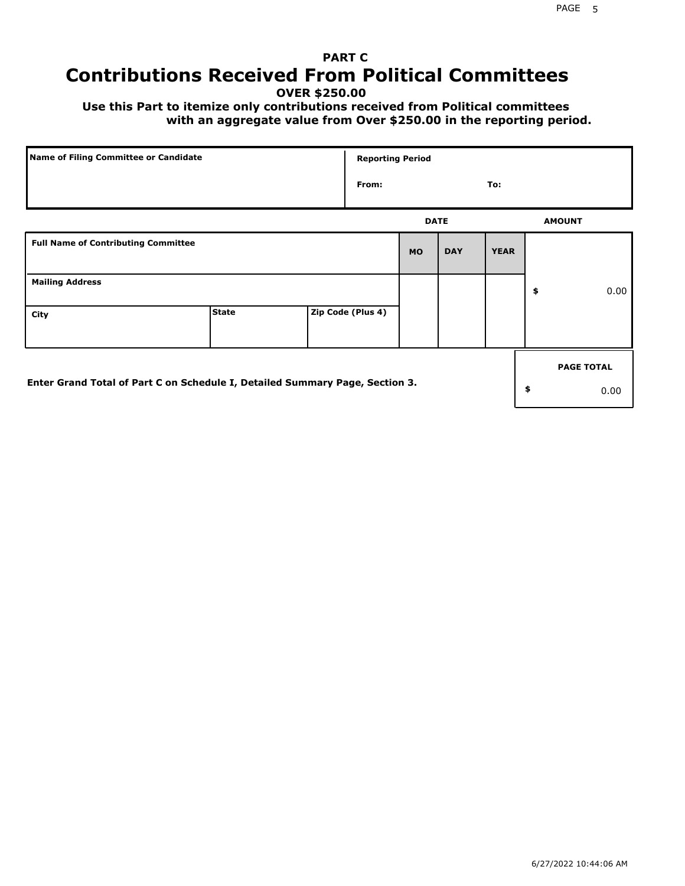## PART C

# Contributions Received From Political Committees

**OVER $250.00**

**Use this Part to itemize only contributions received from Political committees with an aggregate value from Over $250.00 in the reporting period.**

| Name of Filing Committee or Candidate | Reporting Period |
| --- | --- |
| | From: To: |

| Full Name of Contributing Committee | | | DATE MO | DAY | YEAR | AMOUNT |
| --- | --- | --- | --- | --- | --- | --- |
| Mailing Address | | | | | | $ 0.00 |
| City | State | Zip Code (Plus 4) | | | | |

**Enter Grand Total of Part C on Schedule I, Detailed Summary Page, Section 3.**

| PAGE TOTAL |
| --- |
| $ 0.00 |

6/27/2022 10:44:06 AM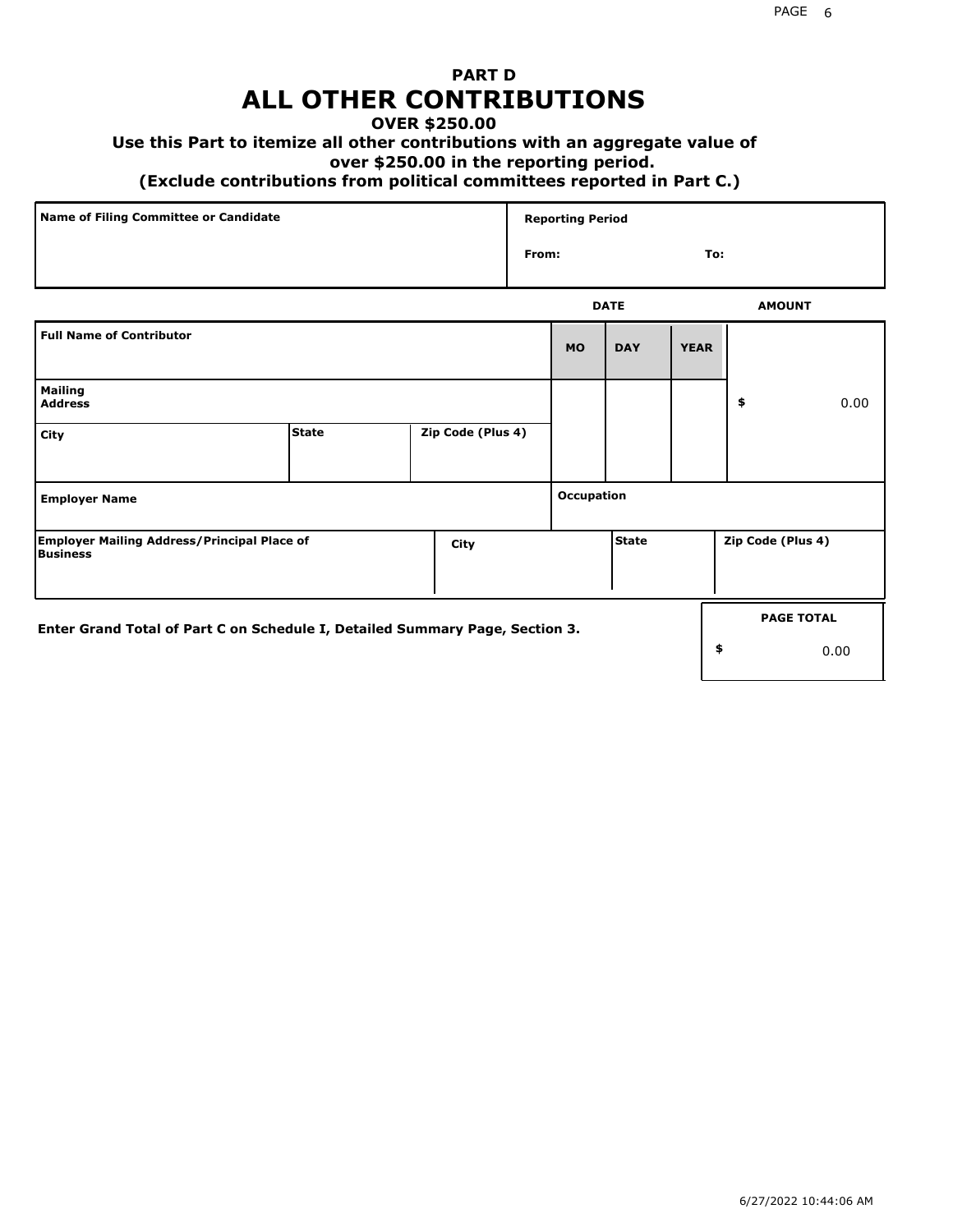# PART D
# ALL OTHER CONTRIBUTIONS

**OVER $250.00**

**Use this Part to itemize all other contributions with an aggregate value of over $250.00 in the reporting period.**

**(Exclude contributions from political committees reported in Part C.)**

| Name of Filing Committee or Candidate | Reporting Period |
|---|---|
| | From: To: |

| Full Name of Contributor | | | DATE MO | DAY | YEAR | AMOUNT |
|---|---|---|---|---|---|---|
| Mailing Address | | | | | | $ 0.00 |
| City | State | Zip Code (Plus 4) | | | | |
| Employer Name | | | Occupation | | | |
| Employer Mailing Address/Principal Place of Business | City | | State | | Zip Code (Plus 4) | |

**Enter Grand Total of Part C on Schedule I, Detailed Summary Page, Section 3.**

| PAGE TOTAL |
|---|
| $ 0.00 |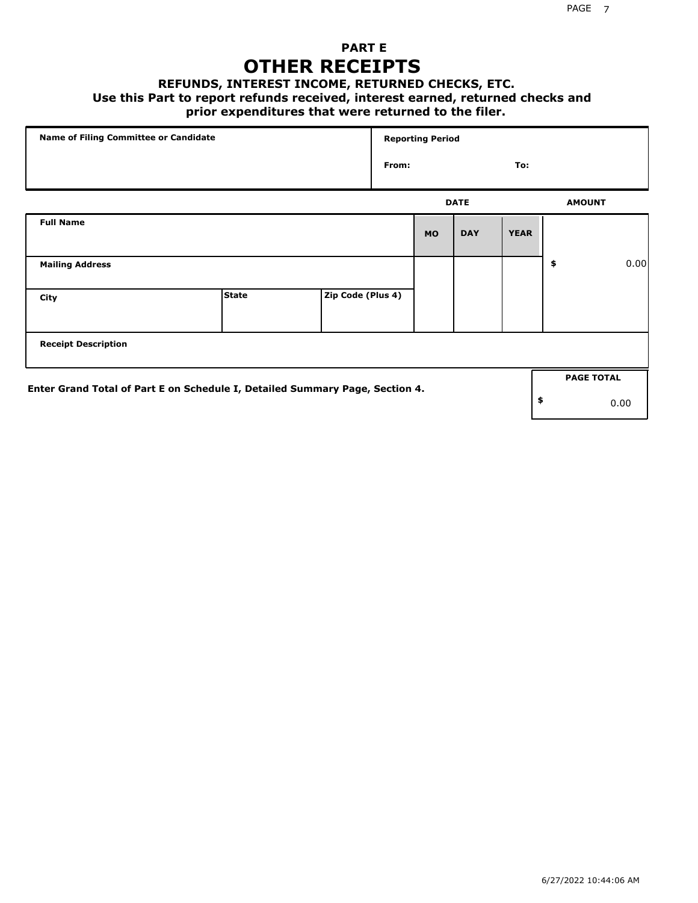## PART E
# OTHER RECEIPTS
### REFUNDS, INTEREST INCOME, RETURNED CHECKS, ETC.
**Use this Part to report refunds received, interest earned, returned checks and prior expenditures that were returned to the filer.**

| Name of Filing Committee or Candidate | Reporting Period |
|---|---|
| | From: To: |

| Full Name | | | DATE MO | DAY | YEAR | AMOUNT |
|---|---|---|---|---|---|---|
| Mailing Address | | | | | | $ 0.00 |
| City | State | Zip Code (Plus 4) | | | | |
| Receipt Description | | | | | | |

**Enter Grand Total of Part E on Schedule I, Detailed Summary Page, Section 4.**

| PAGE TOTAL |
|---|
| $ 0.00 |

6/27/2022 10:44:06 AM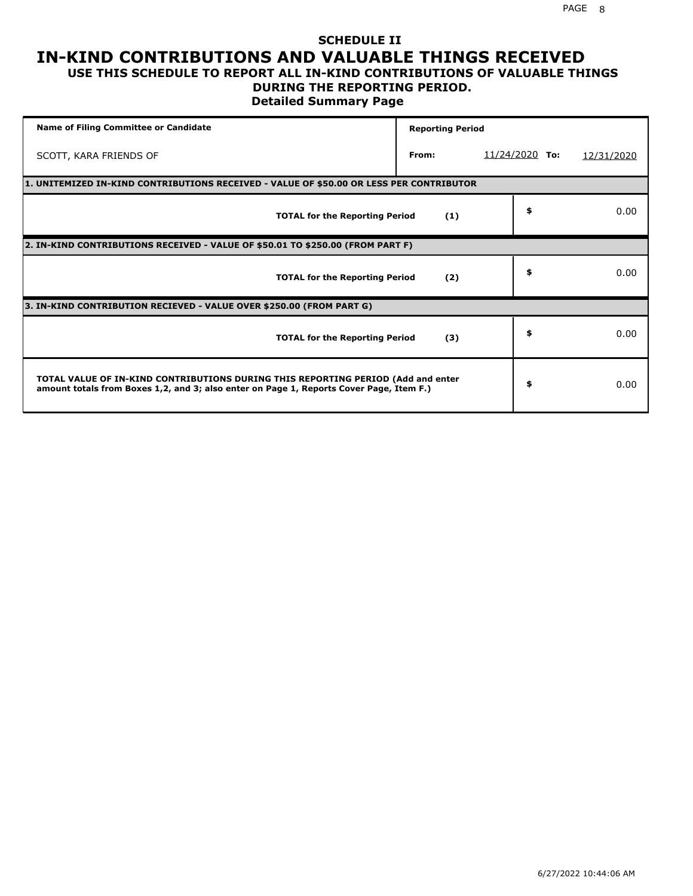## SCHEDULE II

# IN-KIND CONTRIBUTIONS AND VALUABLE THINGS RECEIVED

### USE THIS SCHEDULE TO REPORT ALL IN-KIND CONTRIBUTIONS OF VALUABLE THINGS DURING THE REPORTING PERIOD.

### Detailed Summary Page

| Name of Filing Committee or Candidate | Reporting Period | | | |
|---|---|---|---|---|
| SCOTT, KARA FRIENDS OF | From: | 11/24/2020 | To: | 12/31/2020 |

**1. UNITEMIZED IN-KIND CONTRIBUTIONS RECEIVED - VALUE OF $50.00 OR LESS PER CONTRIBUTOR**

| | | |
|---|---|---|
| **TOTAL for the Reporting Period** | **(1)** | $ 0.00 |

**2. IN-KIND CONTRIBUTIONS RECEIVED - VALUE OF $50.01 TO $250.00 (FROM PART F)**

| | | |
|---|---|---|
| **TOTAL for the Reporting Period** | **(2)** | $ 0.00 |

**3. IN-KIND CONTRIBUTION RECIEVED - VALUE OVER $250.00 (FROM PART G)**

| | | |
|---|---|---|
| **TOTAL for the Reporting Period** | **(3)** | $ 0.00 |

| | |
|---|---|
| **TOTAL VALUE OF IN-KIND CONTRIBUTIONS DURING THIS REPORTING PERIOD (Add and enter amount totals from Boxes 1,2, and 3; also enter on Page 1, Reports Cover Page, Item F.)** | $ 0.00 |

6/27/2022 10:44:06 AM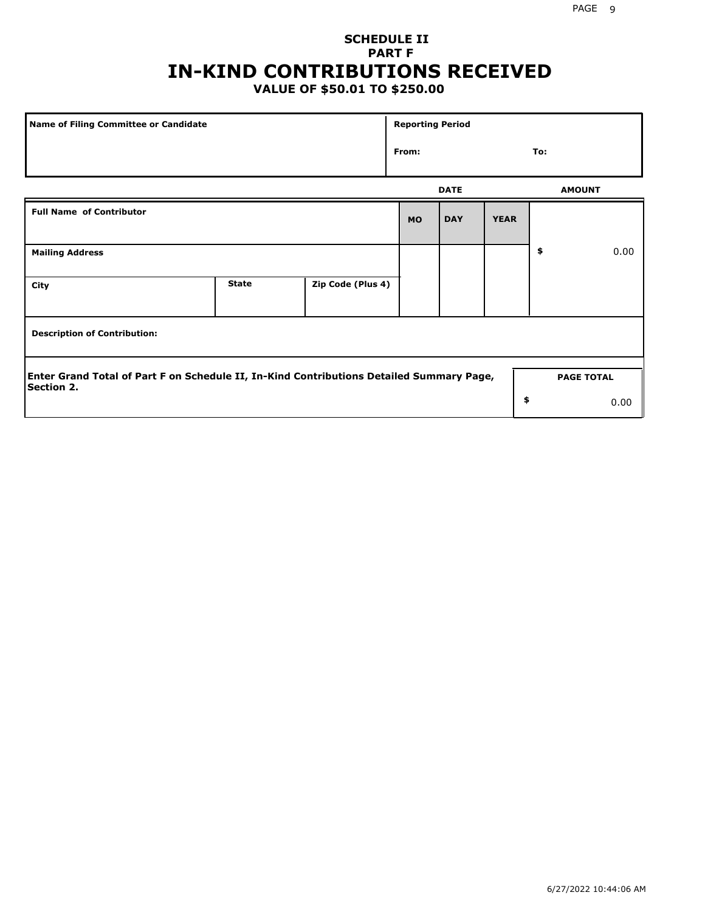**SCHEDULE II**
**PART F**

# IN-KIND CONTRIBUTIONS RECEIVED

**VALUE OF $50.01 TO $250.00**

| Name of Filing Committee or Candidate | Reporting Period | |
|---|---|---|
| | From: | To: |

| Full Name of Contributor | | | DATE MO | DAY | YEAR | AMOUNT |
|---|---|---|---|---|---|---|
| Mailing Address | | | | | | $ 0.00 |
| City | State | Zip Code (Plus 4) | | | | |
| Description of Contribution: | | | | | | |

| Enter Grand Total of Part F on Schedule II, In-Kind Contributions Detailed Summary Page, Section 2. | PAGE TOTAL |
|---|---|
| | $ 0.00 |

6/27/2022 10:44:06 AM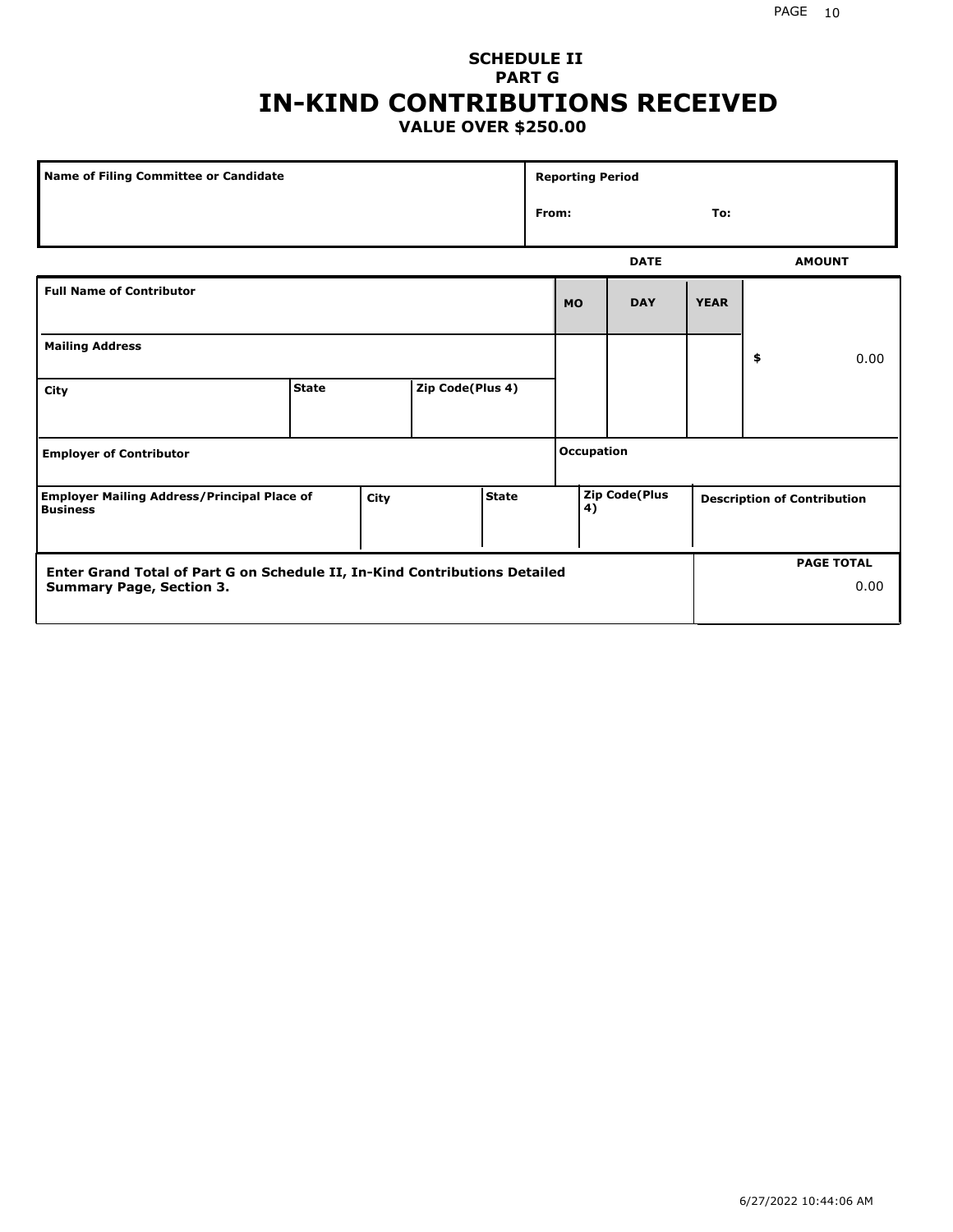## SCHEDULE II
## PART G
# IN-KIND CONTRIBUTIONS RECEIVED
### VALUE OVER $250.00

| Name of Filing Committee or Candidate | Reporting Period |
|---|---|
| | From: To: |

| Full Name of Contributor | | | DATE MO | DAY | YEAR | AMOUNT |
|---|---|---|---|---|---|---|
| Mailing Address | | | | | | $ 0.00 |
| City | State | Zip Code(Plus 4) | | | | |
| Employer of Contributor | | | Occupation | | | |

| Employer Mailing Address/Principal Place of Business | City | State | Zip Code(Plus 4) | Description of Contribution |
|---|---|---|---|---|
| | | | | |

| Enter Grand Total of Part G on Schedule II, In-Kind Contributions Detailed Summary Page, Section 3. | PAGE TOTAL |
|---|---|
| | 0.00 |

6/27/2022 10:44:06 AM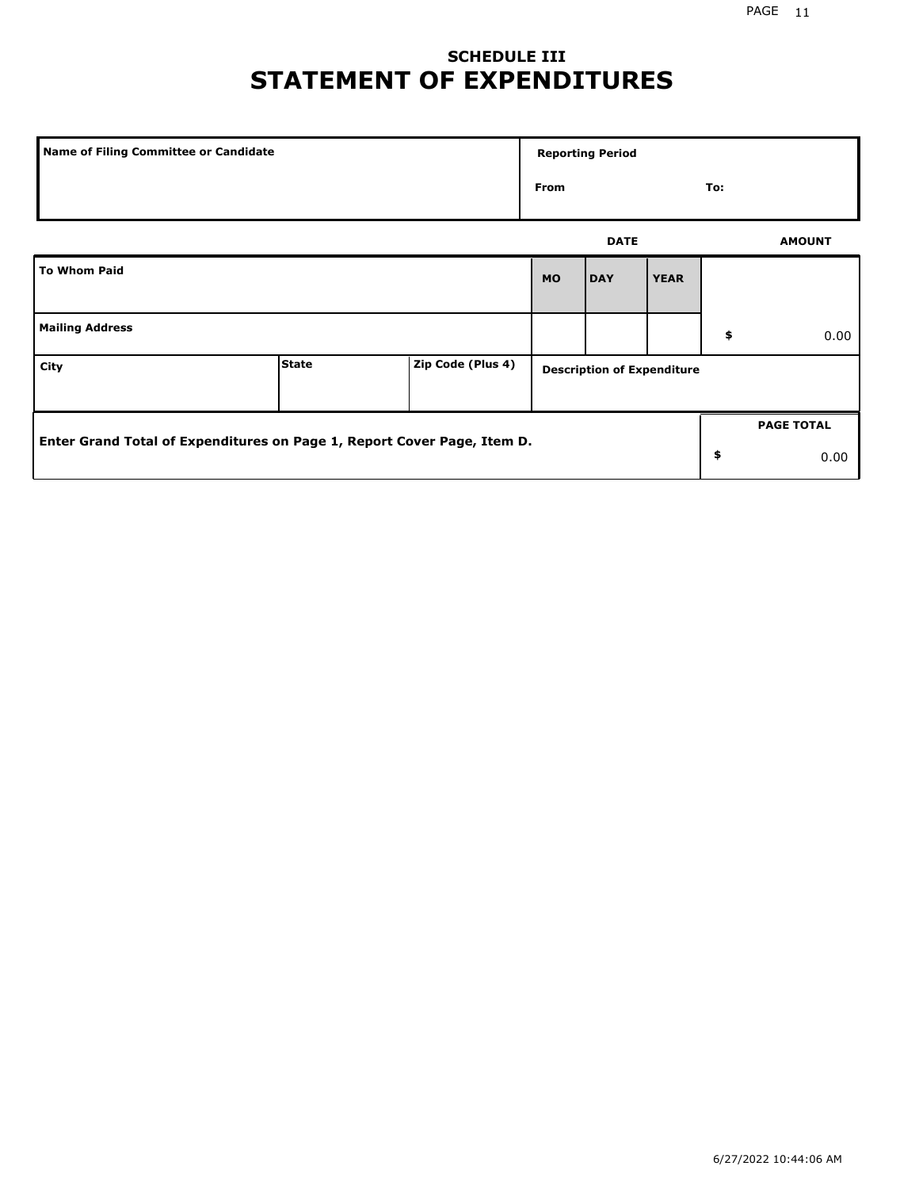### SCHEDULE III

# STATEMENT OF EXPENDITURES

| Name of Filing Committee or Candidate | Reporting Period |
|---|---|
| | From To: |

| | | | DATE | | | AMOUNT |
|---|---|---|---|---|---|---|
| **To Whom Paid** | | | **MO** | **DAY** | **YEAR** | |
| **Mailing Address** | | | | | | $ 0.00 |
| **City** | **State** | **Zip Code (Plus 4)** | **Description of Expenditure** | | | |

| | PAGE TOTAL |
|---|---|
| **Enter Grand Total of Expenditures on Page 1, Report Cover Page, Item D.** | $ 0.00 |

6/27/2022 10:44:06 AM